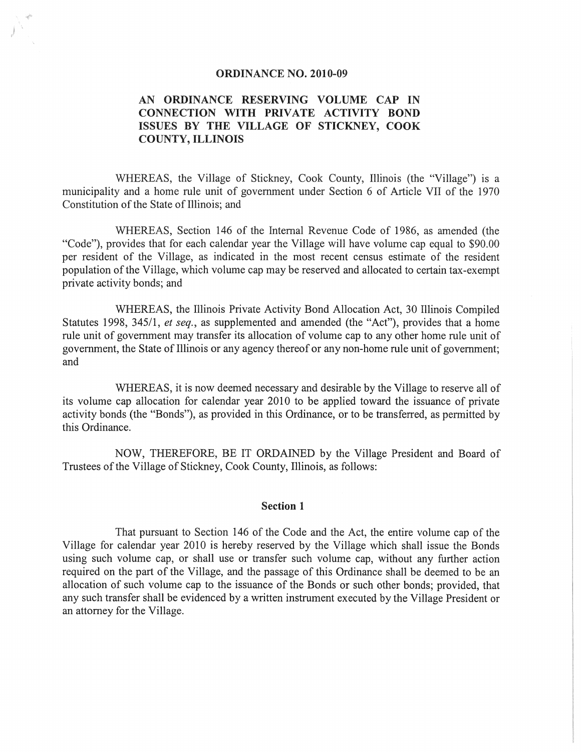# ORDINANCE NO. 2010-09

## AN ORDINANCE RESERVING VOLUME CAP IN CONNECTION WITH PRIVATE ACTIVITY BOND ISSUES BY THE VILLAGE OF STICKNEY, COOK COUNTY, ILLINOIS

WHEREAS, the Village of Stickney, Cook County, Illinois (the "Village") is a municipality and a home rule unit of government under Section 6 of Article VII of the 1970 Constitution of the State of Illinois; and

WHEREAS, Section 146 of the Internal Revenue Code of 1986, as amended (the "Code"), provides that for each calendar year the Village will have volume cap equal to $90.00 per resident of the Village, as indicated in the most recent census estimate of the resident population of the Village, which volume cap may be reserved and allocated to certain tax-exempt private activity bonds; and

WHEREAS, the Illinois Private Activity Bond Allocation Act, 30 Illinois Compiled Statutes 1998, 345/1, *et seq.*, as supplemented and amended (the "Act"), provides that a home rule unit of government may transfer its allocation of volume cap to any other home rule unit of government, the State of Illinois or any agency thereof or any non-home rule unit of government; and

WHEREAS, it is now deemed necessary and desirable by the Village to reserve all of its volume cap allocation for calendar year 2010 to be applied toward the issuance of private activity bonds (the "Bonds"), as provided in this Ordinance, or to be transferred, as permitted by this Ordinance.

NOW, THEREFORE, BE IT ORDAINED by the Village President and Board of Trustees of the Village of Stickney, Cook County, Illinois, as follows:

### Section 1

That pursuant to Section 146 of the Code and the Act, the entire volume cap of the Village for calendar year 2010 is hereby reserved by the Village which shall issue the Bonds using such volume cap, or shall use or transfer such volume cap, without any further action required on the part of the Village, and the passage of this Ordinance shall be deemed to be an allocation of such volume cap to the issuance of the Bonds or such other bonds; provided, that any such transfer shall be evidenced by a written instrument executed by the Village President or an attorney for the Village.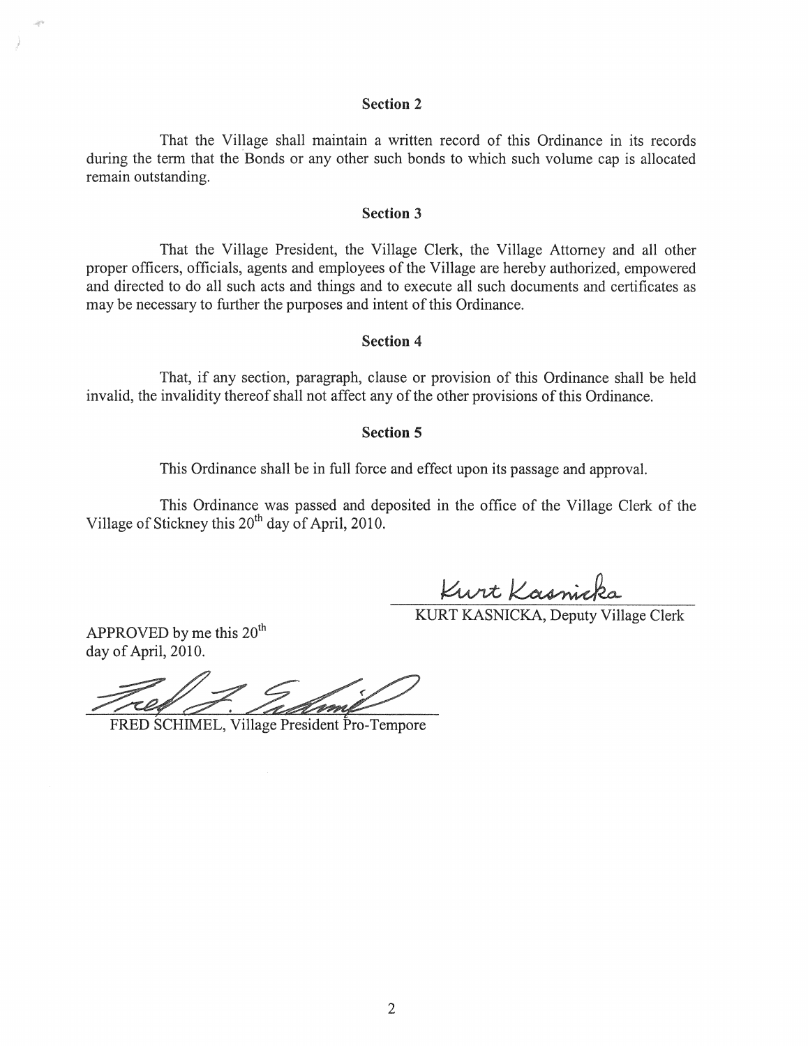## Section 2

That the Village shall maintain a written record of this Ordinance in its records during the term that the Bonds or any other such bonds to which such volume cap is allocated remain outstanding.

## Section 3

That the Village President, the Village Clerk, the Village Attorney and all other proper officers, officials, agents and employees of the Village are hereby authorized, empowered and directed to do all such acts and things and to execute all such documents and certificates as may be necessary to further the purposes and intent of this Ordinance.

## Section 4

That, if any section, paragraph, clause or provision of this Ordinance shall be held invalid, the invalidity thereof shall not affect any of the other provisions of this Ordinance.

## Section 5

This Ordinance shall be in full force and effect upon its passage and approval.

This Ordinance was passed and deposited in the office of the Village Clerk of the Village of Stickney this 20th day of April, 2010.

Kurt Kasnicka

KURT KASNICKA, Deputy Village Clerk

APPROVED by me this 20th day of April, 2010.

Fred F. Schimel

FRED SCHIMEL, Village President Pro-Tempore